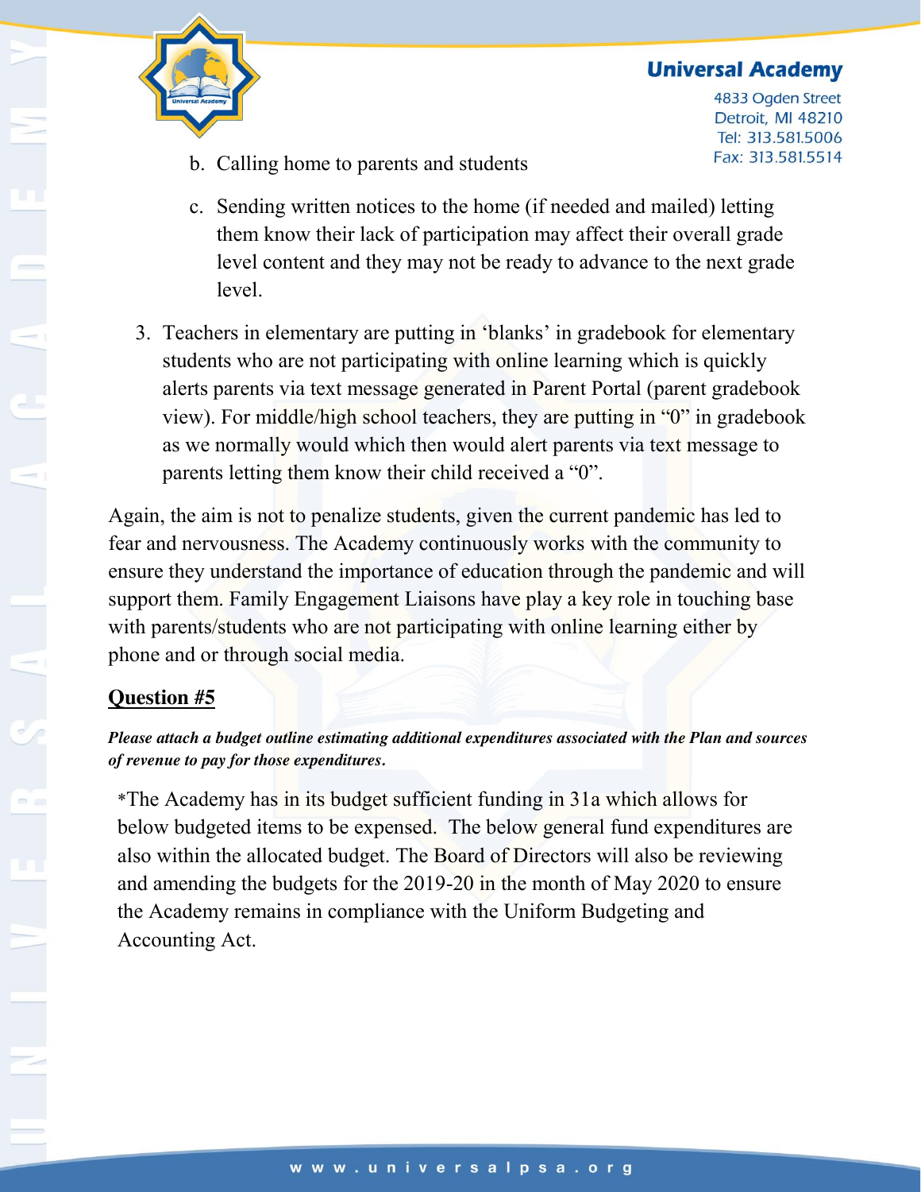b. Calling home to parents and students

c. Sending written notices to the home (if needed and mailed) letting them know their lack of participation may affect their overall grade level content and they may not be ready to advance to the next grade level.

3. Teachers in elementary are putting in 'blanks' in gradebook for elementary students who are not participating with online learning which is quickly alerts parents via text message generated in Parent Portal (parent gradebook view). For middle/high school teachers, they are putting in "0" in gradebook as we normally would which then would alert parents via text message to parents letting them know their child received a "0".

Again, the aim is not to penalize students, given the current pandemic has led to fear and nervousness. The Academy continuously works with the community to ensure they understand the importance of education through the pandemic and will support them. Family Engagement Liaisons have play a key role in touching base with parents/students who are not participating with online learning either by phone and or through social media.

## Question #5

***Please attach a budget outline estimating additional expenditures associated with the Plan and sources of revenue to pay for those expenditures.***

*The Academy has in its budget sufficient funding in 31a which allows for below budgeted items to be expensed. The below general fund expenditures are also within the allocated budget. The Board of Directors will also be reviewing and amending the budgets for the 2019-20 in the month of May 2020 to ensure the Academy remains in compliance with the Uniform Budgeting and Accounting Act.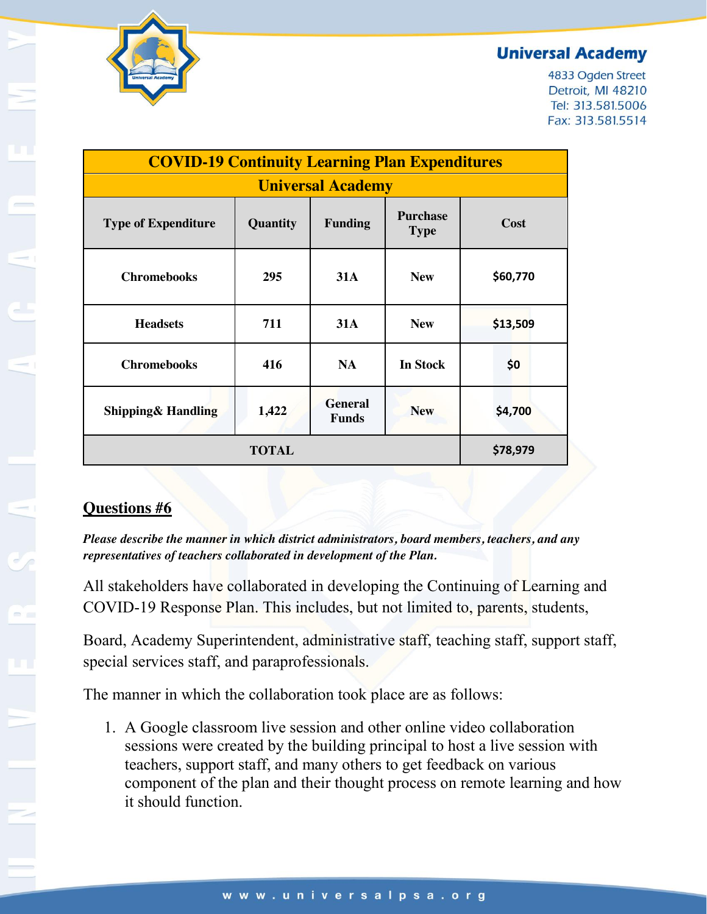| COVID-19 Continuity Learning Plan Expenditures | | | | |
|---|---|---|---|---|
| Universal Academy | | | | |
| **Type of Expenditure** | **Quantity** | **Funding** | **Purchase Type** | **Cost** |
| **Chromebooks** | **295** | **31A** | **New** | **$60,770** |
| **Headsets** | **711** | **31A** | **New** | **$13,509** |
| **Chromebooks** | **416** | **NA** | **In Stock** | **$0** |
| **Shipping& Handling** | **1,422** | **General Funds** | **New** | **$4,700** |
| **TOTAL** | | | | **$78,979** |

## Questions #6

***Please describe the manner in which district administrators, board members, teachers, and any representatives of teachers collaborated in development of the Plan.***

All stakeholders have collaborated in developing the Continuing of Learning and COVID-19 Response Plan. This includes, but not limited to, parents, students,

Board, Academy Superintendent, administrative staff, teaching staff, support staff, special services staff, and paraprofessionals.

The manner in which the collaboration took place are as follows:

1. A Google classroom live session and other online video collaboration sessions were created by the building principal to host a live session with teachers, support staff, and many others to get feedback on various component of the plan and their thought process on remote learning and how it should function.